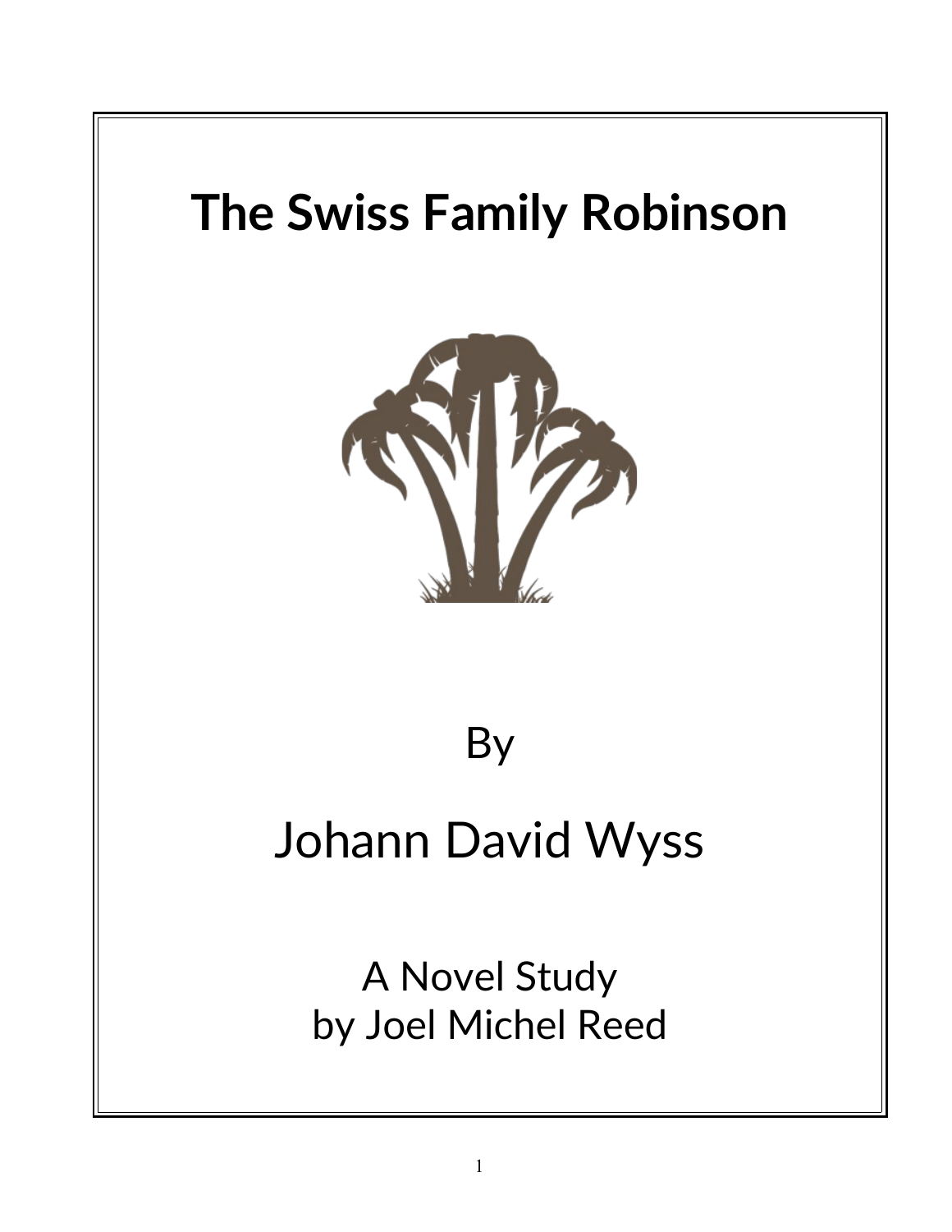# The Swiss Family Robinson

By

Johann David Wyss

A Novel Study
by Joel Michel Reed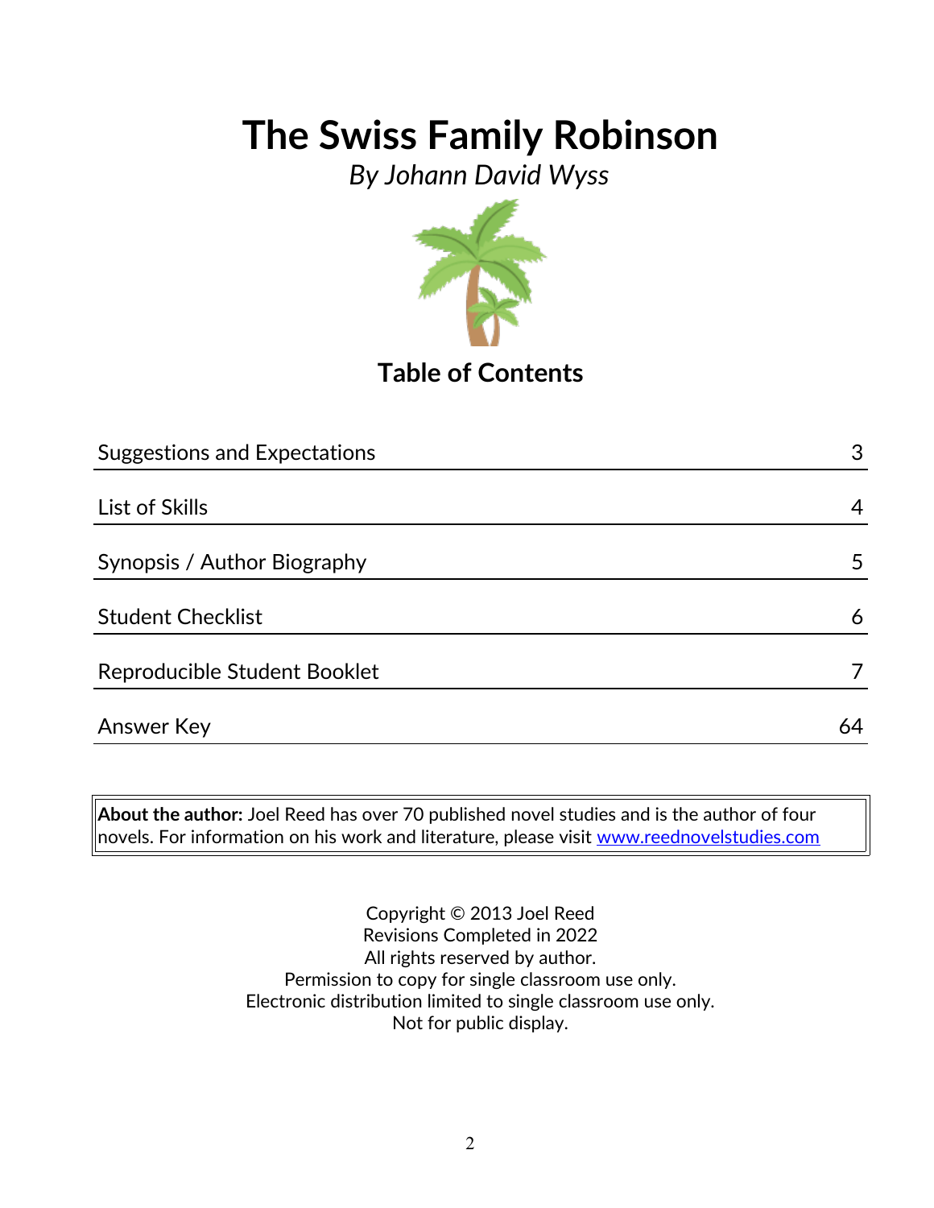# The Swiss Family Robinson

*By Johann David Wyss*

## Table of Contents

| | |
|---|---|
| Suggestions and Expectations | 3 |
| List of Skills | 4 |
| Synopsis / Author Biography | 5 |
| Student Checklist | 6 |
| Reproducible Student Booklet | 7 |
| Answer Key | 64 |

**About the author:** Joel Reed has over 70 published novel studies and is the author of four novels. For information on his work and literature, please visit www.reednovelstudies.com

Copyright © 2013 Joel Reed
Revisions Completed in 2022
All rights reserved by author.
Permission to copy for single classroom use only.
Electronic distribution limited to single classroom use only.
Not for public display.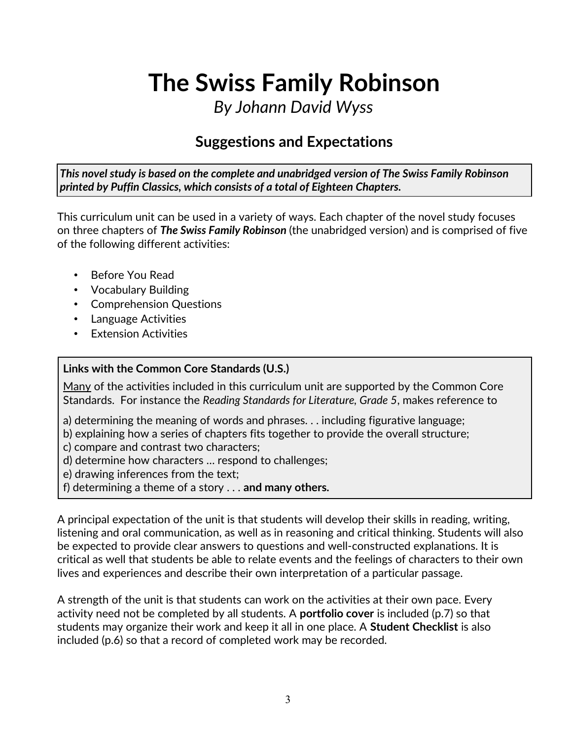# The Swiss Family Robinson

*By Johann David Wyss*

## Suggestions and Expectations

***This novel study is based on the complete and unabridged version of The Swiss Family Robinson printed by Puffin Classics, which consists of a total of Eighteen Chapters.***

This curriculum unit can be used in a variety of ways. Each chapter of the novel study focuses on three chapters of ***The Swiss Family Robinson*** (the unabridged version) and is comprised of five of the following different activities:

- Before You Read
- Vocabulary Building
- Comprehension Questions
- Language Activities
- Extension Activities

**Links with the Common Core Standards (U.S.)**

Many of the activities included in this curriculum unit are supported by the Common Core Standards. For instance the *Reading Standards for Literature, Grade 5*, makes reference to

a) determining the meaning of words and phrases. . . including figurative language;
b) explaining how a series of chapters fits together to provide the overall structure;
c) compare and contrast two characters;
d) determine how characters … respond to challenges;
e) drawing inferences from the text;
f) determining a theme of a story . . . **and many others.**

A principal expectation of the unit is that students will develop their skills in reading, writing, listening and oral communication, as well as in reasoning and critical thinking. Students will also be expected to provide clear answers to questions and well-constructed explanations. It is critical as well that students be able to relate events and the feelings of characters to their own lives and experiences and describe their own interpretation of a particular passage.

A strength of the unit is that students can work on the activities at their own pace. Every activity need not be completed by all students. A **portfolio cover** is included (p.7) so that students may organize their work and keep it all in one place. A **Student Checklist** is also included (p.6) so that a record of completed work may be recorded.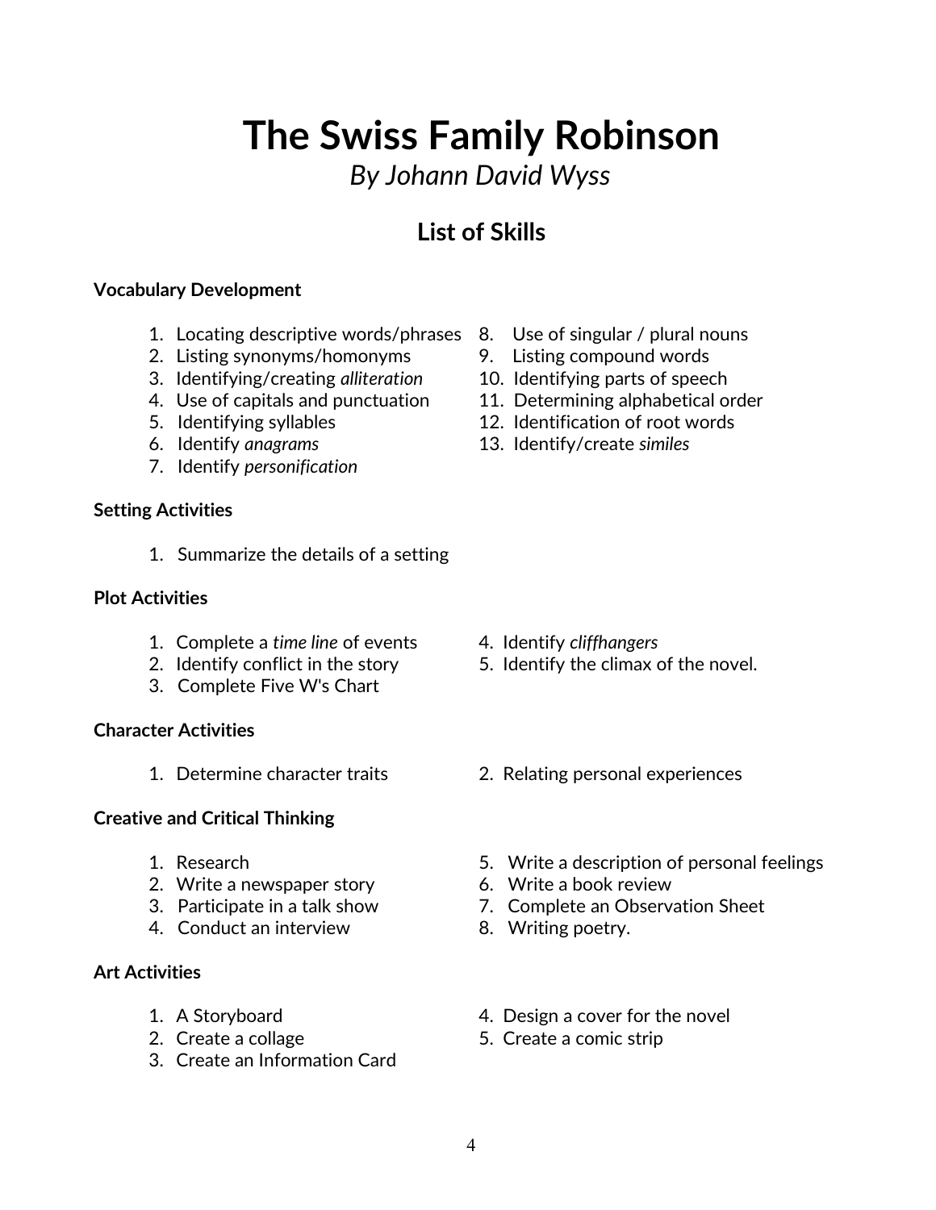# The Swiss Family Robinson

*By Johann David Wyss*

## List of Skills

**Vocabulary Development**

1. Locating descriptive words/phrases
2. Listing synonyms/homonyms
3. Identifying/creating *alliteration*
4. Use of capitals and punctuation
5. Identifying syllables
6. Identify *anagrams*
7. Identify *personification*
8. Use of singular / plural nouns
9. Listing compound words
10. Identifying parts of speech
11. Determining alphabetical order
12. Identification of root words
13. Identify/create *similes*

**Setting Activities**

1. Summarize the details of a setting

**Plot Activities**

1. Complete a *time line* of events
2. Identify conflict in the story
3. Complete Five W's Chart
4. Identify *cliffhangers*
5. Identify the climax of the novel.

**Character Activities**

1. Determine character traits
2. Relating personal experiences

**Creative and Critical Thinking**

1. Research
2. Write a newspaper story
3. Participate in a talk show
4. Conduct an interview
5. Write a description of personal feelings
6. Write a book review
7. Complete an Observation Sheet
8. Writing poetry.

**Art Activities**

1. A Storyboard
2. Create a collage
3. Create an Information Card
4. Design a cover for the novel
5. Create a comic strip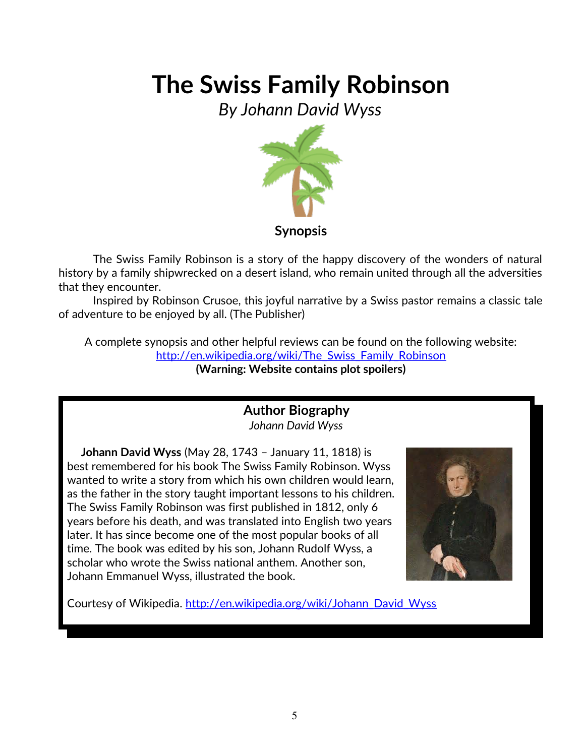# The Swiss Family Robinson

*By Johann David Wyss*

**Synopsis**

The Swiss Family Robinson is a story of the happy discovery of the wonders of natural history by a family shipwrecked on a desert island, who remain united through all the adversities that they encounter.

Inspired by Robinson Crusoe, this joyful narrative by a Swiss pastor remains a classic tale of adventure to be enjoyed by all. (The Publisher)

A complete synopsis and other helpful reviews can be found on the following website: [http://en.wikipedia.org/wiki/The_Swiss_Family_Robinson](http://en.wikipedia.org/wiki/The_Swiss_Family_Robinson)
**(Warning: Website contains plot spoilers)**

## Author Biography

*Johann David Wyss*

**Johann David Wyss** (May 28, 1743 – January 11, 1818) is best remembered for his book The Swiss Family Robinson. Wyss wanted to write a story from which his own children would learn, as the father in the story taught important lessons to his children. The Swiss Family Robinson was first published in 1812, only 6 years before his death, and was translated into English two years later. It has since become one of the most popular books of all time. The book was edited by his son, Johann Rudolf Wyss, a scholar who wrote the Swiss national anthem. Another son, Johann Emmanuel Wyss, illustrated the book.

Courtesy of Wikipedia. [http://en.wikipedia.org/wiki/Johann_David_Wyss](http://en.wikipedia.org/wiki/Johann_David_Wyss)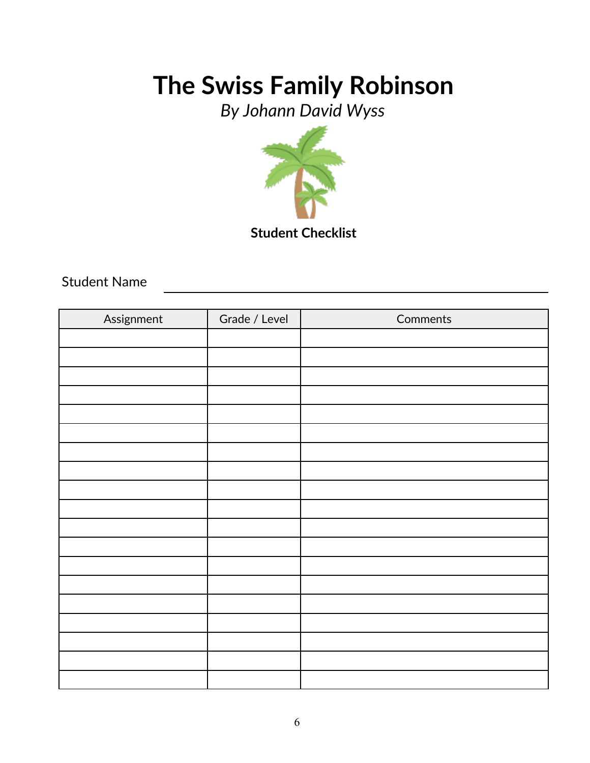# The Swiss Family Robinson

*By Johann David Wyss*

**Student Checklist**

Student Name ______________________________

| Assignment | Grade / Level | Comments |
|---|---|---|
| | | |
| | | |
| | | |
| | | |
| | | |
| | | |
| | | |
| | | |
| | | |
| | | |
| | | |
| | | |
| | | |
| | | |
| | | |
| | | |
| | | |
| | | |
| | | |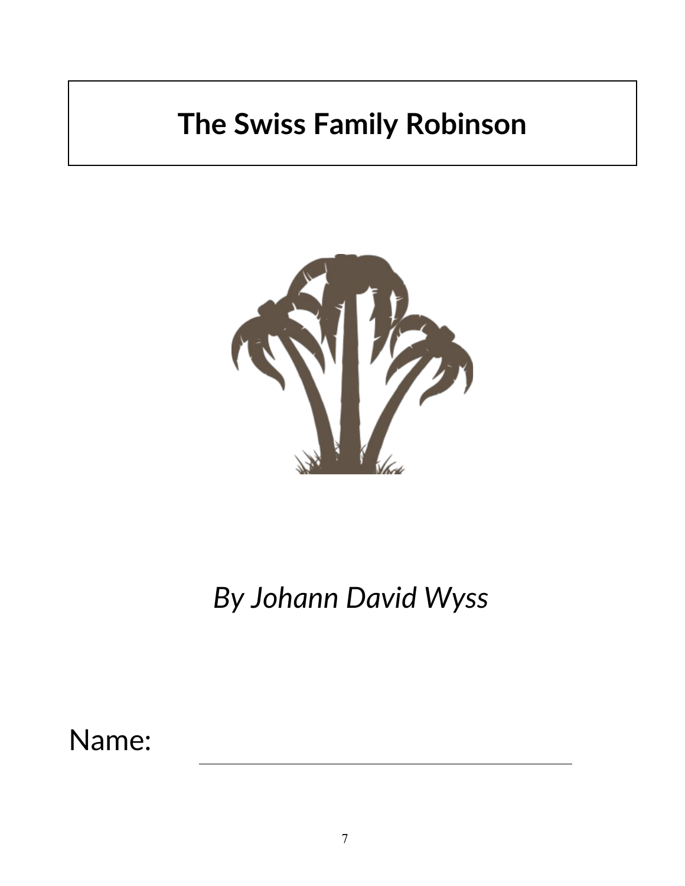# The Swiss Family Robinson

*By Johann David Wyss*

Name: ______________________________________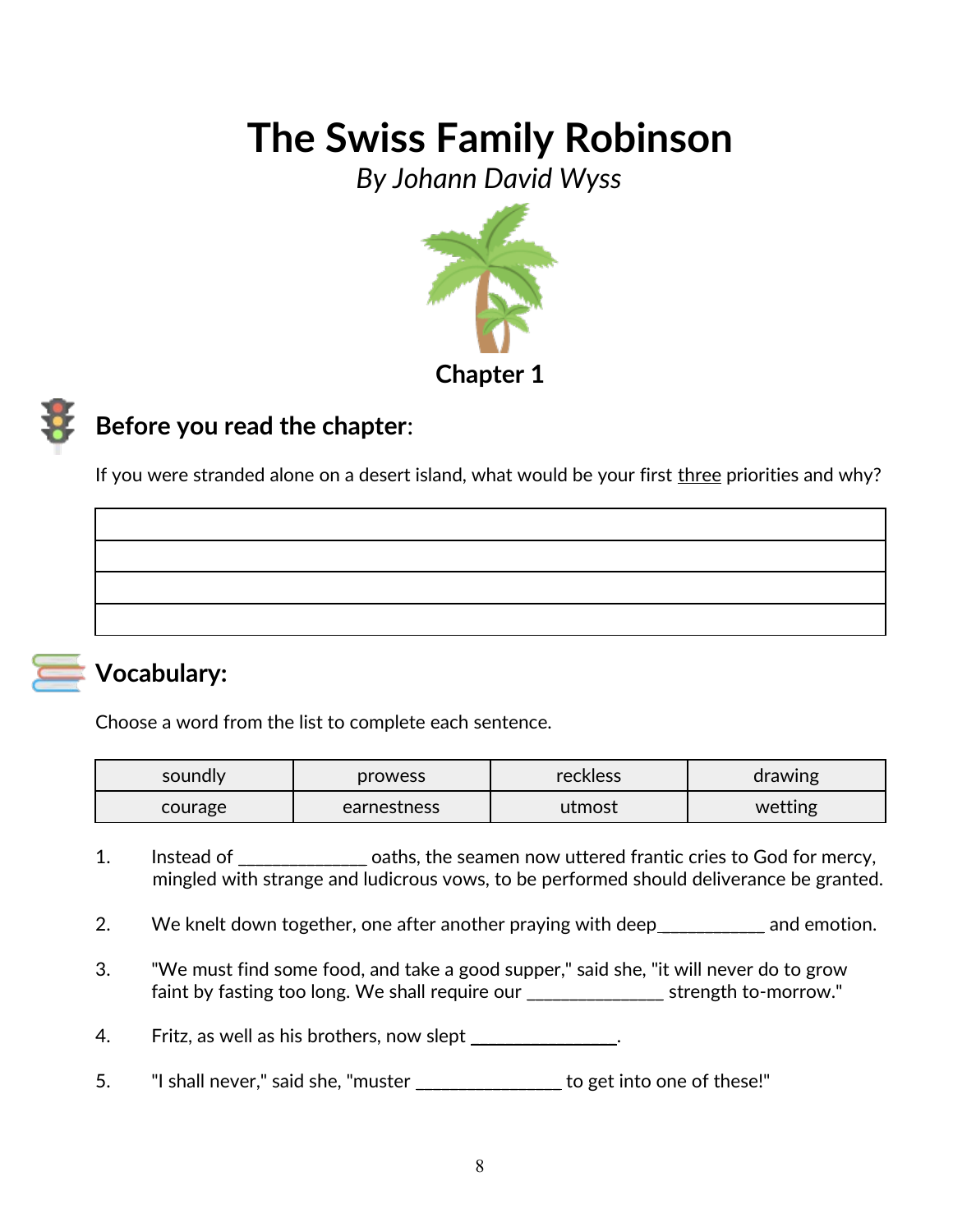# The Swiss Family Robinson

*By Johann David Wyss*

## Chapter 1

## Before you read the chapter:

If you were stranded alone on a desert island, what would be your first <u>three</u> priorities and why?

| |
|---|
| |
| |
| |

## Vocabulary:

Choose a word from the list to complete each sentence.

| soundly | prowess | reckless | drawing |
|---|---|---|---|
| courage | earnestness | utmost | wetting |

1. Instead of _____________ oaths, the seamen now uttered frantic cries to God for mercy, mingled with strange and ludicrous vows, to be performed should deliverance be granted.

2. We knelt down together, one after another praying with deep___________ and emotion.

3. "We must find some food, and take a good supper," said she, "it will never do to grow faint by fasting too long. We shall require our ______________ strength to-morrow."

4. Fritz, as well as his brothers, now slept _______________.

5. "I shall never," said she, "muster _______________ to get into one of these!"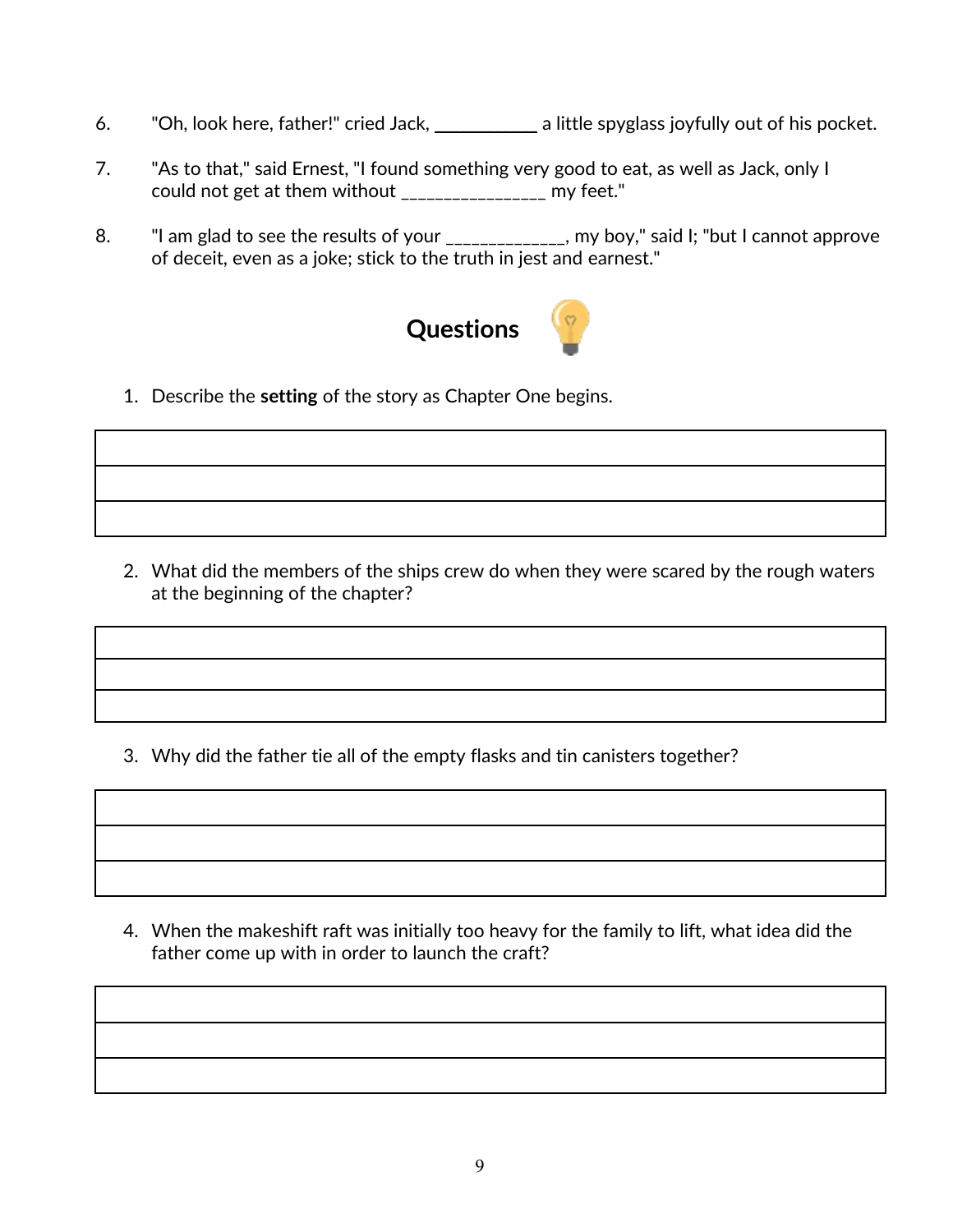6. "Oh, look here, father!" cried Jack, ___________ a little spyglass joyfully out of his pocket.

7. "As to that," said Ernest, "I found something very good to eat, as well as Jack, only I could not get at them without ________________ my feet."

8. "I am glad to see the results of your _____________, my boy," said I; "but I cannot approve of deceit, even as a joke; stick to the truth in jest and earnest."

## Questions

1. Describe the **setting** of the story as Chapter One begins.

| |
|---|
| |
| |
| |

2. What did the members of the ships crew do when they were scared by the rough waters at the beginning of the chapter?

| |
|---|
| |
| |
| |

3. Why did the father tie all of the empty flasks and tin canisters together?

| |
|---|
| |
| |
| |

4. When the makeshift raft was initially too heavy for the family to lift, what idea did the father come up with in order to launch the craft?

| |
|---|
| |
| |
| |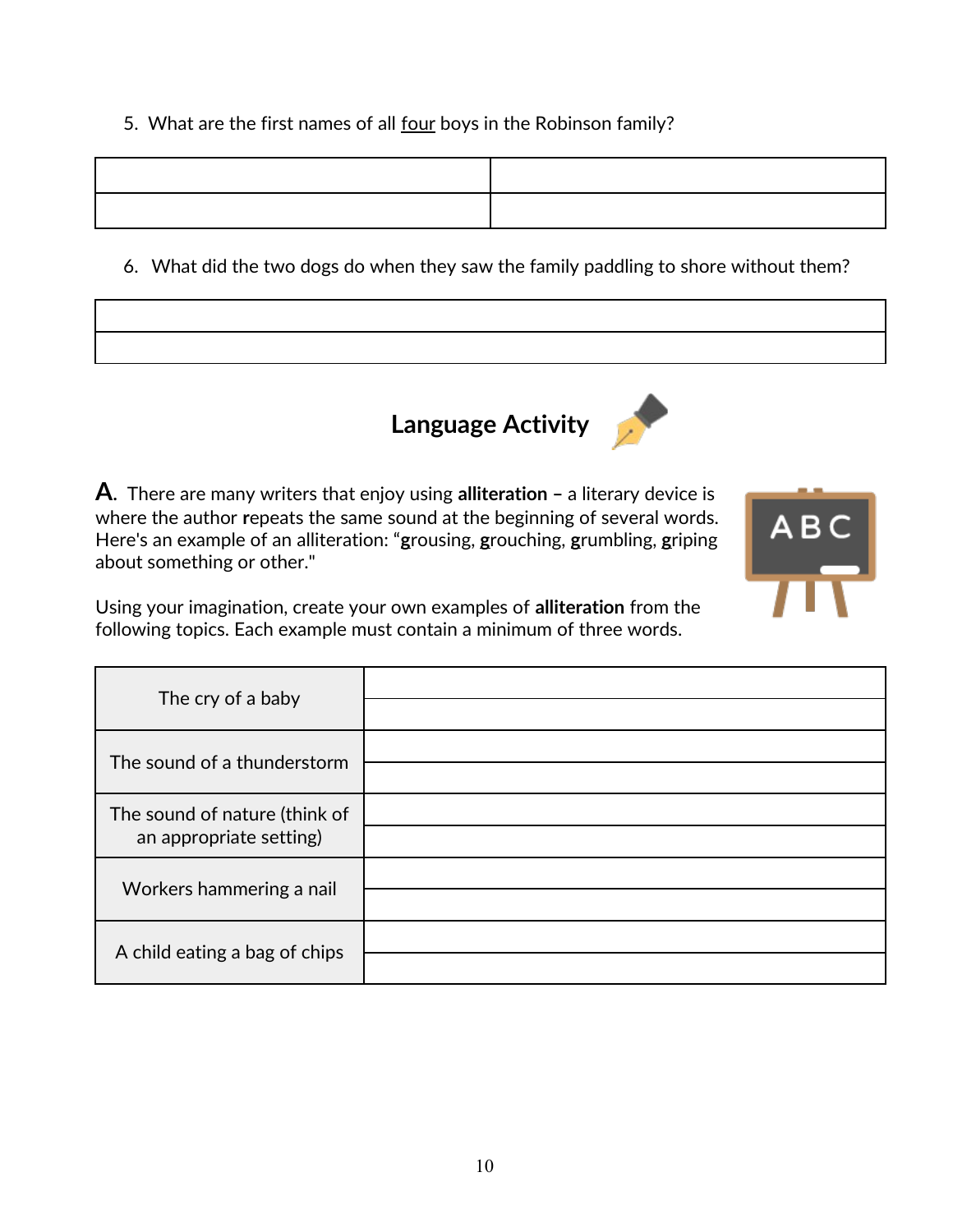5. What are the first names of all <u>four</u> boys in the Robinson family?

| | |
|---|---|
| | |
| | |

6. What did the two dogs do when they saw the family paddling to shore without them?

| |
|---|
| |
| |

## Language Activity

**A.** There are many writers that enjoy using **alliteration –** a literary device is where the author **r**epeats the same sound at the beginning of several words. Here's an example of an alliteration: "**g**rousing, **g**rouching, **g**rumbling, **g**riping about something or other."

Using your imagination, create your own examples of **alliteration** from the following topics. Each example must contain a minimum of three words.

| | |
|---|---|
| The cry of a baby | |
| | |
| The sound of a thunderstorm | |
| | |
| The sound of nature (think of an appropriate setting) | |
| | |
| Workers hammering a nail | |
| | |
| A child eating a bag of chips | |
| | |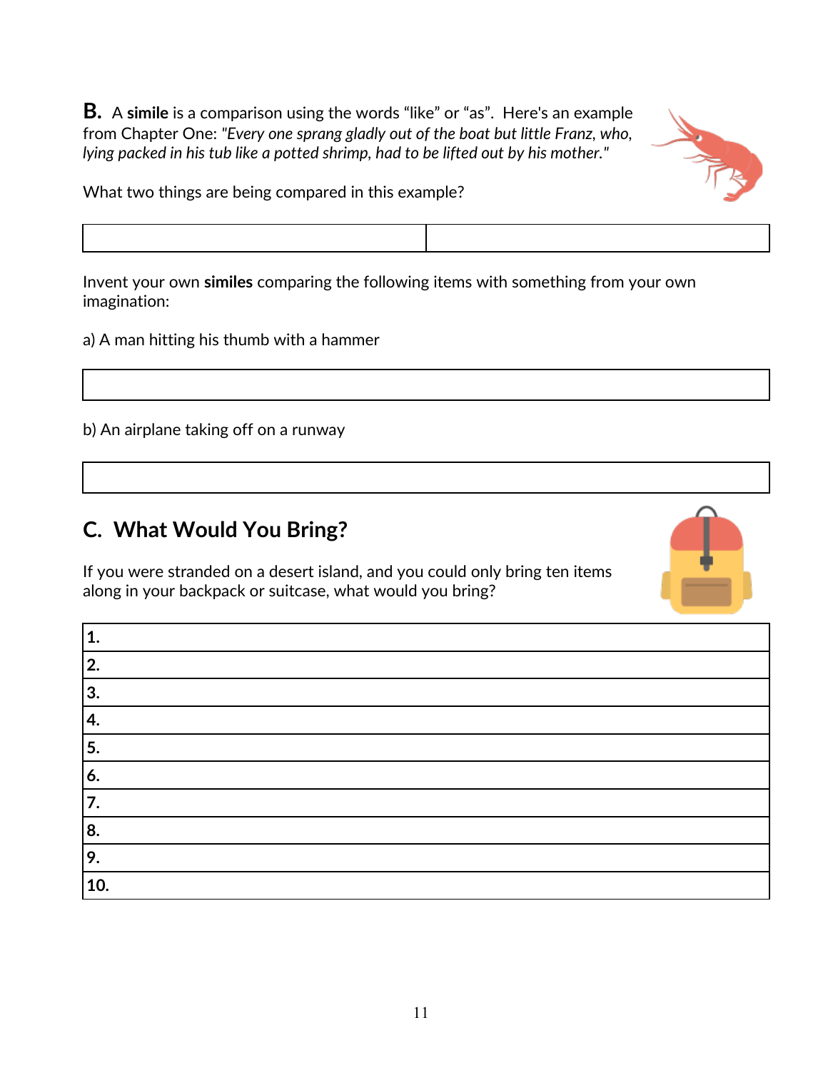**B.** A **simile** is a comparison using the words “like” or “as”. Here's an example from Chapter One: *"Every one sprang gladly out of the boat but little Franz, who, lying packed in his tub like a potted shrimp, had to be lifted out by his mother."*

What two things are being compared in this example?

| | |
|---|---|
| | |

Invent your own **similes** comparing the following items with something from your own imagination:

a) A man hitting his thumb with a hammer

| |
|---|
| |

b) An airplane taking off on a runway

| |
|---|
| |

## C. What Would You Bring?

If you were stranded on a desert island, and you could only bring ten items along in your backpack or suitcase, what would you bring?

| |
|---|
| **1.** |
| **2.** |
| **3.** |
| **4.** |
| **5.** |
| **6.** |
| **7.** |
| **8.** |
| **9.** |
| **10.** |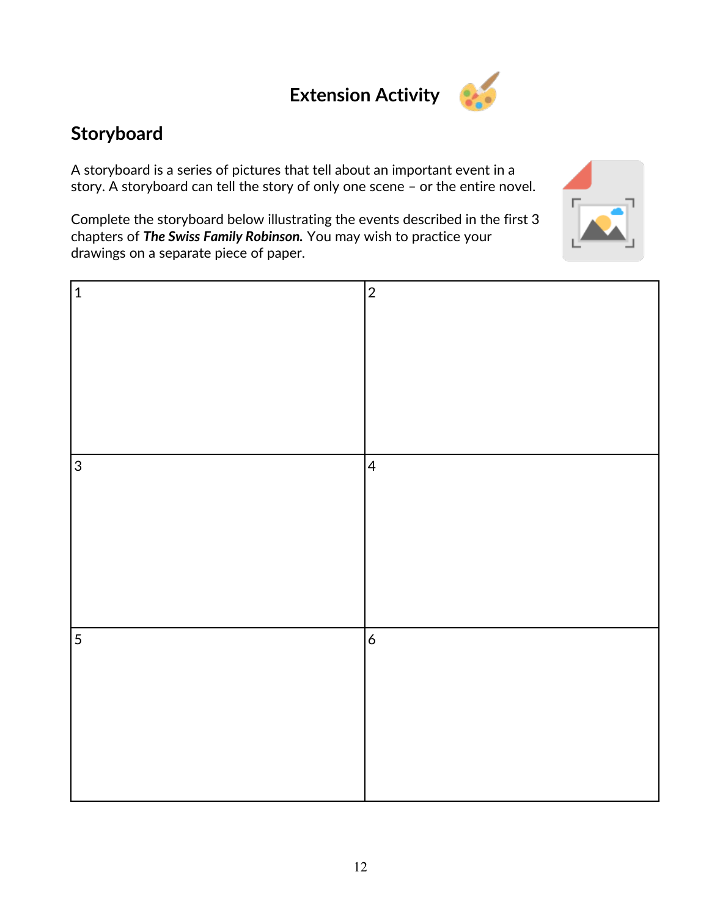# Extension Activity

## Storyboard

A storyboard is a series of pictures that tell about an important event in a story. A storyboard can tell the story of only one scene – or the entire novel.

Complete the storyboard below illustrating the events described in the first 3 chapters of ***The Swiss Family Robinson.*** You may wish to practice your drawings on a separate piece of paper.

| | |
|---|---|
| 1 | 2 |
| 3 | 4 |
| 5 | 6 |